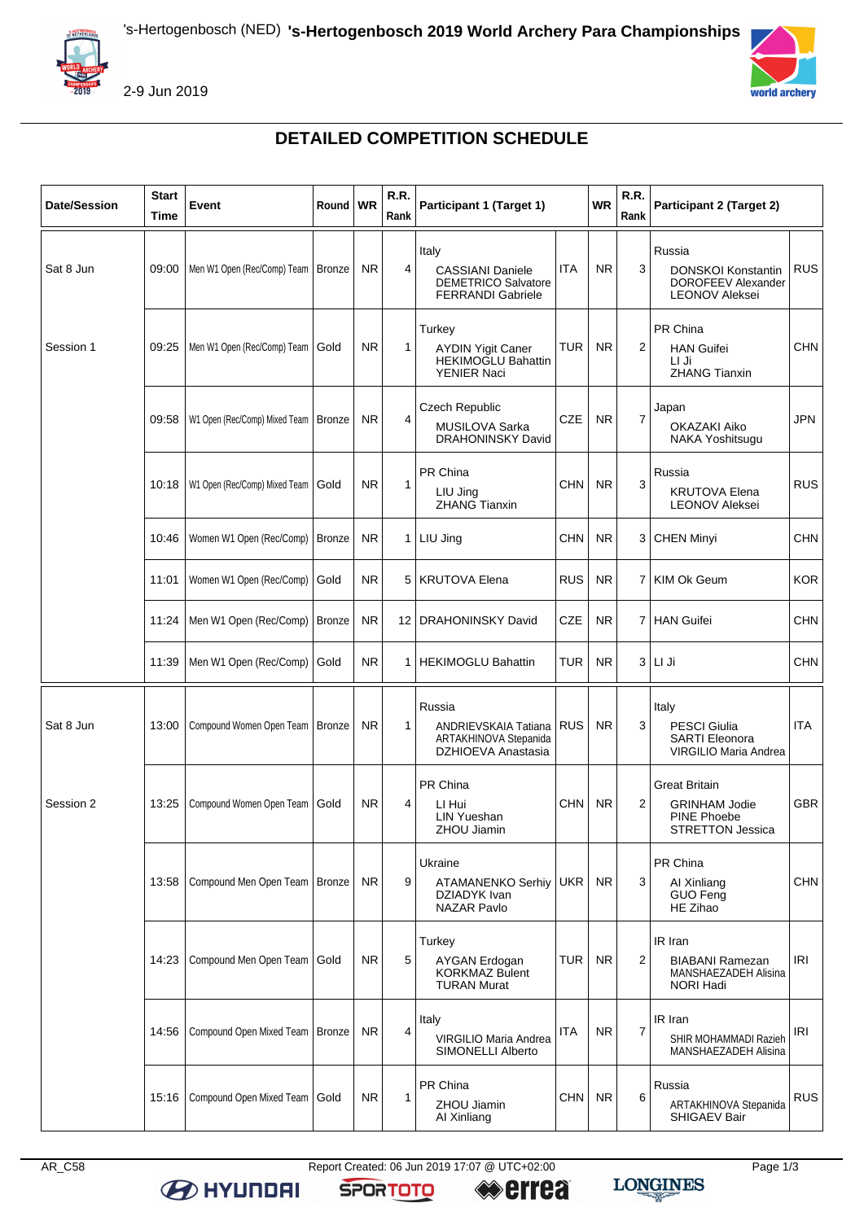's-Hertogenbosch (NED) **'s-Hertogenbosch 2019 World Archery Para Championships**

2-9 Jun 2019

# DETAILED COMPETITION SCHEDULE

| Date/Session | Start Time | Event | Round | WR | R.R. Rank | Participant 1 (Target 1) | | WR | R.R. Rank | Participant 2 (Target 2) | |
|---|---|---|---|---|---|---|---|---|---|---|---|
| Sat 8 Jun | 09:00 | Men W1 Open (Rec/Comp) Team | Bronze | NR | 4 | Italy<br>CASSIANI Daniele<br>DEMETRICO Salvatore<br>FERRANDI Gabriele | ITA | NR | 3 | Russia<br>DONSKOI Konstantin<br>DOROFEEV Alexander<br>LEONOV Aleksei | RUS |
| Session 1 | 09:25 | Men W1 Open (Rec/Comp) Team | Gold | NR | 1 | Turkey<br>AYDIN Yigit Caner<br>HEKIMOGLU Bahattin<br>YENIER Naci | TUR | NR | 2 | PR China<br>HAN Guifei<br>LI Ji<br>ZHANG Tianxin | CHN |
| | 09:58 | W1 Open (Rec/Comp) Mixed Team | Bronze | NR | 4 | Czech Republic<br>MUSILOVA Sarka<br>DRAHONINSKY David | CZE | NR | 7 | Japan<br>OKAZAKI Aiko<br>NAKA Yoshitsugu | JPN |
| | 10:18 | W1 Open (Rec/Comp) Mixed Team | Gold | NR | 1 | PR China<br>LIU Jing<br>ZHANG Tianxin | CHN | NR | 3 | Russia<br>KRUTOVA Elena<br>LEONOV Aleksei | RUS |
| | 10:46 | Women W1 Open (Rec/Comp) | Bronze | NR | 1 | LIU Jing | CHN | NR | 3 | CHEN Minyi | CHN |
| | 11:01 | Women W1 Open (Rec/Comp) | Gold | NR | 5 | KRUTOVA Elena | RUS | NR | 7 | KIM Ok Geum | KOR |
| | 11:24 | Men W1 Open (Rec/Comp) | Bronze | NR | 12 | DRAHONINSKY David | CZE | NR | 7 | HAN Guifei | CHN |
| | 11:39 | Men W1 Open (Rec/Comp) | Gold | NR | 1 | HEKIMOGLU Bahattin | TUR | NR | 3 | LI Ji | CHN |
| Sat 8 Jun | 13:00 | Compound Women Open Team | Bronze | NR | 1 | Russia<br>ANDRIEVSKAIA Tatiana<br>ARTAKHINOVA Stepanida<br>DZHIOEVA Anastasia | RUS | NR | 3 | Italy<br>PESCI Giulia<br>SARTI Eleonora<br>VIRGILIO Maria Andrea | ITA |
| Session 2 | 13:25 | Compound Women Open Team | Gold | NR | 4 | PR China<br>LI Hui<br>LIN Yueshan<br>ZHOU Jiamin | CHN | NR | 2 | Great Britain<br>GRINHAM Jodie<br>PINE Phoebe<br>STRETTON Jessica | GBR |
| | 13:58 | Compound Men Open Team | Bronze | NR | 9 | Ukraine<br>ATAMANENKO Serhiy<br>DZIADYK Ivan<br>NAZAR Pavlo | UKR | NR | 3 | PR China<br>AI Xinliang<br>GUO Feng<br>HE Zihao | CHN |
| | 14:23 | Compound Men Open Team | Gold | NR | 5 | Turkey<br>AYGAN Erdogan<br>KORKMAZ Bulent<br>TURAN Murat | TUR | NR | 2 | IR Iran<br>BIABANI Ramezan<br>MANSHAEZADEH Alisina<br>NORI Hadi | IRI |
| | 14:56 | Compound Open Mixed Team | Bronze | NR | 4 | Italy<br>VIRGILIO Maria Andrea<br>SIMONELLI Alberto | ITA | NR | 7 | IR Iran<br>SHIR MOHAMMADI Razieh<br>MANSHAEZADEH Alisina | IRI |
| | 15:16 | Compound Open Mixed Team | Gold | NR | 1 | PR China<br>ZHOU Jiamin<br>AI Xinliang | CHN | NR | 6 | Russia<br>ARTAKHINOVA Stepanida<br>SHIGAEV Bair | RUS |

AR_C58 Report Created: 06 Jun 2019 17:07 @ UTC+02:00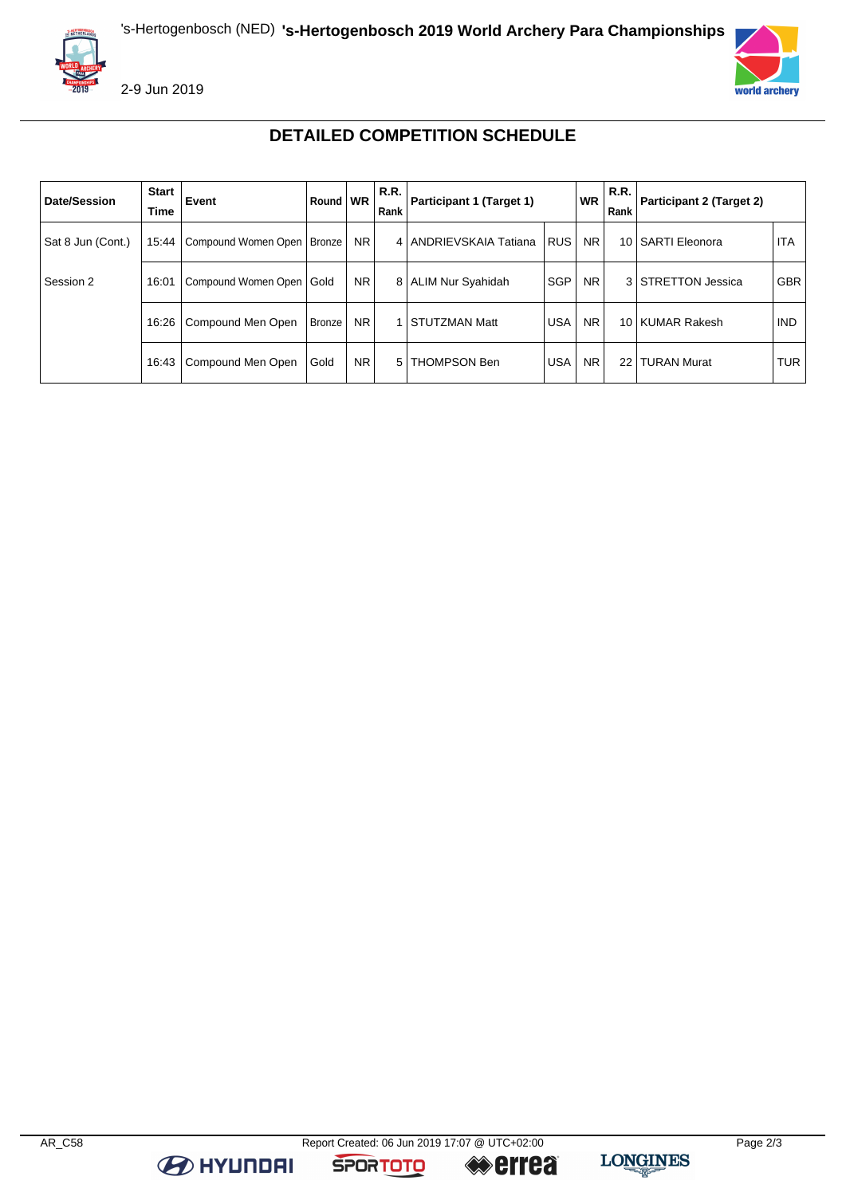's-Hertogenbosch (NED) **'s-Hertogenbosch 2019 World Archery Para Championships**

2-9 Jun 2019

## DETAILED COMPETITION SCHEDULE

| Date/Session | Start Time | Event | Round | WR | R.R. Rank | Participant 1 (Target 1) | | WR | R.R. Rank | Participant 2 (Target 2) | |
|---|---|---|---|---|---|---|---|---|---|---|---|
| Sat 8 Jun (Cont.) | 15:44 | Compound Women Open | Bronze | NR | 4 | ANDRIEVSKAIA Tatiana | RUS | NR | 10 | SARTI Eleonora | ITA |
| Session 2 | 16:01 | Compound Women Open | Gold | NR | 8 | ALIM Nur Syahidah | SGP | NR | 3 | STRETTON Jessica | GBR |
| | 16:26 | Compound Men Open | Bronze | NR | 1 | STUTZMAN Matt | USA | NR | 10 | KUMAR Rakesh | IND |
| | 16:43 | Compound Men Open | Gold | NR | 5 | THOMPSON Ben | USA | NR | 22 | TURAN Murat | TUR |

AR_C58 Report Created: 06 Jun 2019 17:07 @ UTC+02:00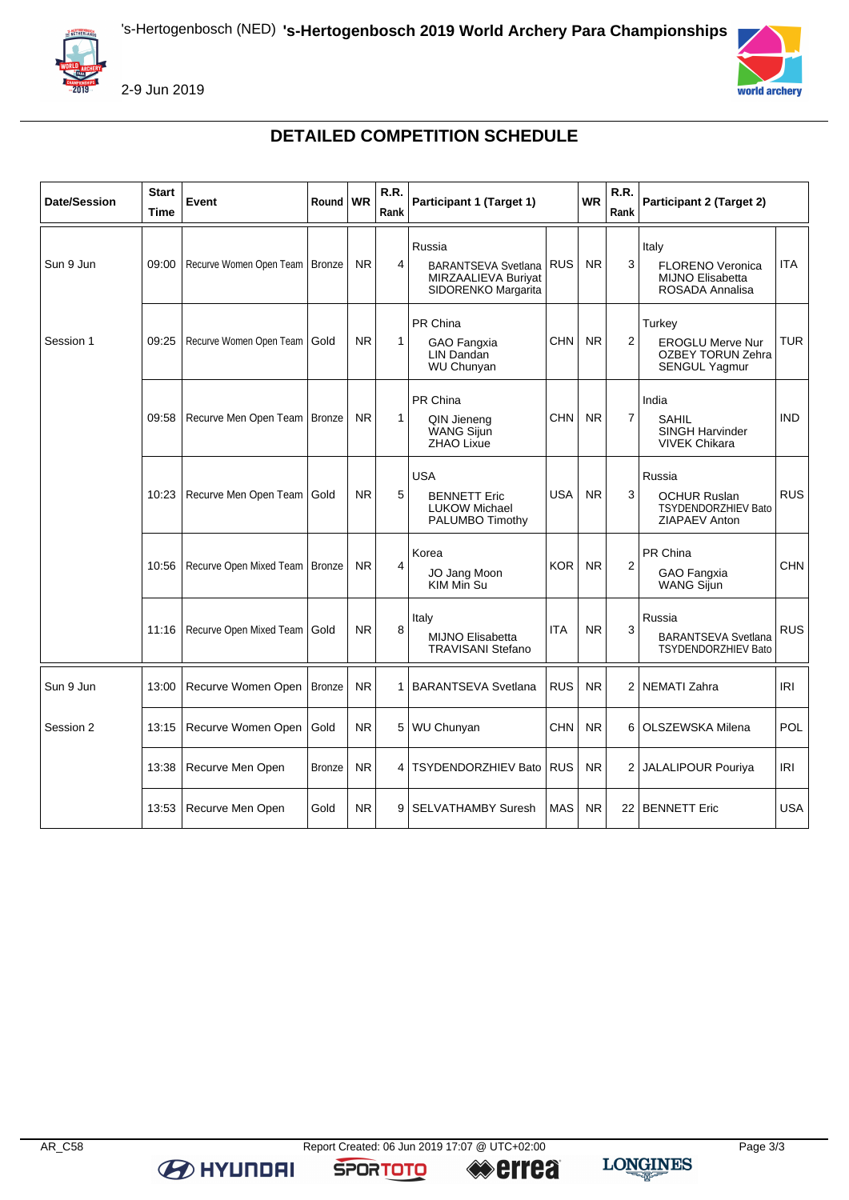's-Hertogenbosch (NED) **'s-Hertogenbosch 2019 World Archery Para Championships**

2-9 Jun 2019

## DETAILED COMPETITION SCHEDULE

| Date/Session | Start Time | Event | Round | WR | R.R. Rank | Participant 1 (Target 1) | | WR | R.R. Rank | Participant 2 (Target 2) | |
|---|---|---|---|---|---|---|---|---|---|---|---|
| Sun 9 Jun | 09:00 | Recurve Women Open Team | Bronze | NR | 4 | Russia<br>BARANTSEVA Svetlana<br>MIRZAALIEVA Buriyat<br>SIDORENKO Margarita | RUS | NR | 3 | Italy<br>FLORENO Veronica<br>MIJNO Elisabetta<br>ROSADA Annalisa | ITA |
| Session 1 | 09:25 | Recurve Women Open Team | Gold | NR | 1 | PR China<br>GAO Fangxia<br>LIN Dandan<br>WU Chunyan | CHN | NR | 2 | Turkey<br>EROGLU Merve Nur<br>OZBEY TORUN Zehra<br>SENGUL Yagmur | TUR |
| | 09:58 | Recurve Men Open Team | Bronze | NR | 1 | PR China<br>QIN Jieneng<br>WANG Sijun<br>ZHAO Lixue | CHN | NR | 7 | India<br>SAHIL<br>SINGH Harvinder<br>VIVEK Chikara | IND |
| | 10:23 | Recurve Men Open Team | Gold | NR | 5 | USA<br>BENNETT Eric<br>LUKOW Michael<br>PALUMBO Timothy | USA | NR | 3 | Russia<br>OCHUR Ruslan<br>TSYDENDORZHIEV Bato<br>ZIAPAEV Anton | RUS |
| | 10:56 | Recurve Open Mixed Team | Bronze | NR | 4 | Korea<br>JO Jang Moon<br>KIM Min Su | KOR | NR | 2 | PR China<br>GAO Fangxia<br>WANG Sijun | CHN |
| | 11:16 | Recurve Open Mixed Team | Gold | NR | 8 | Italy<br>MIJNO Elisabetta<br>TRAVISANI Stefano | ITA | NR | 3 | Russia<br>BARANTSEVA Svetlana<br>TSYDENDORZHIEV Bato | RUS |
| Sun 9 Jun | 13:00 | Recurve Women Open | Bronze | NR | 1 | BARANTSEVA Svetlana | RUS | NR | 2 | NEMATI Zahra | IRI |
| Session 2 | 13:15 | Recurve Women Open | Gold | NR | 5 | WU Chunyan | CHN | NR | 6 | OLSZEWSKA Milena | POL |
| | 13:38 | Recurve Men Open | Bronze | NR | 4 | TSYDENDORZHIEV Bato | RUS | NR | 2 | JALALIPOUR Pouriya | IRI |
| | 13:53 | Recurve Men Open | Gold | NR | 9 | SELVATHAMBY Suresh | MAS | NR | 22 | BENNETT Eric | USA |

AR_C58 Report Created: 06 Jun 2019 17:07 @ UTC+02:00